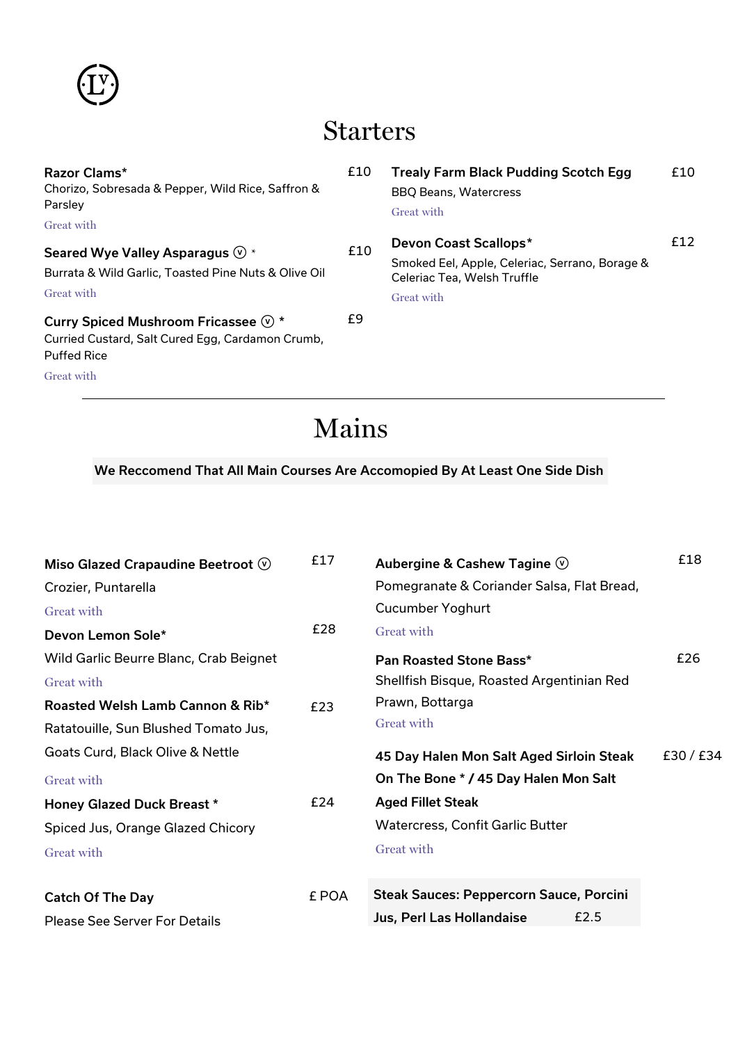LV

# Starters

**Razor Clams*** £10
Chorizo, Sobresada & Pepper, Wild Rice, Saffron & Parsley
Great with

**Seared Wye Valley Asparagus** ⓥ * £10
Burrata & Wild Garlic, Toasted Pine Nuts & Olive Oil
Great with

**Curry Spiced Mushroom Fricassee** ⓥ * £9
Curried Custard, Salt Cured Egg, Cardamon Crumb, Puffed Rice
Great with

**Trealy Farm Black Pudding Scotch Egg** £10
BBQ Beans, Watercress
Great with

**Devon Coast Scallops*** £12
Smoked Eel, Apple, Celeriac, Serrano, Borage & Celeriac Tea, Welsh Truffle
Great with

---

# Mains

**We Reccomend That All Main Courses Are Accomopied By At Least One Side Dish**

**Miso Glazed Crapaudine Beetroot** ⓥ £17
Crozier, Puntarella
Great with

**Devon Lemon Sole*** £28
Wild Garlic Beurre Blanc, Crab Beignet
Great with

**Roasted Welsh Lamb Cannon & Rib*** £23
Ratatouille, Sun Blushed Tomato Jus, Goats Curd, Black Olive & Nettle
Great with

**Honey Glazed Duck Breast *** £24
Spiced Jus, Orange Glazed Chicory
Great with

**Catch Of The Day** £ POA
Please See Server For Details

**Aubergine & Cashew Tagine** ⓥ £18
Pomegranate & Coriander Salsa, Flat Bread, Cucumber Yoghurt
Great with

**Pan Roasted Stone Bass*** £26
Shellfish Bisque, Roasted Argentinian Red Prawn, Bottarga
Great with

**45 Day Halen Mon Salt Aged Sirloin Steak On The Bone * / 45 Day Halen Mon Salt Aged Fillet Steak** £30 / £34
Watercress, Confit Garlic Butter
Great with

**Steak Sauces: Peppercorn Sauce, Porcini Jus, Perl Las Hollandaise** £2.5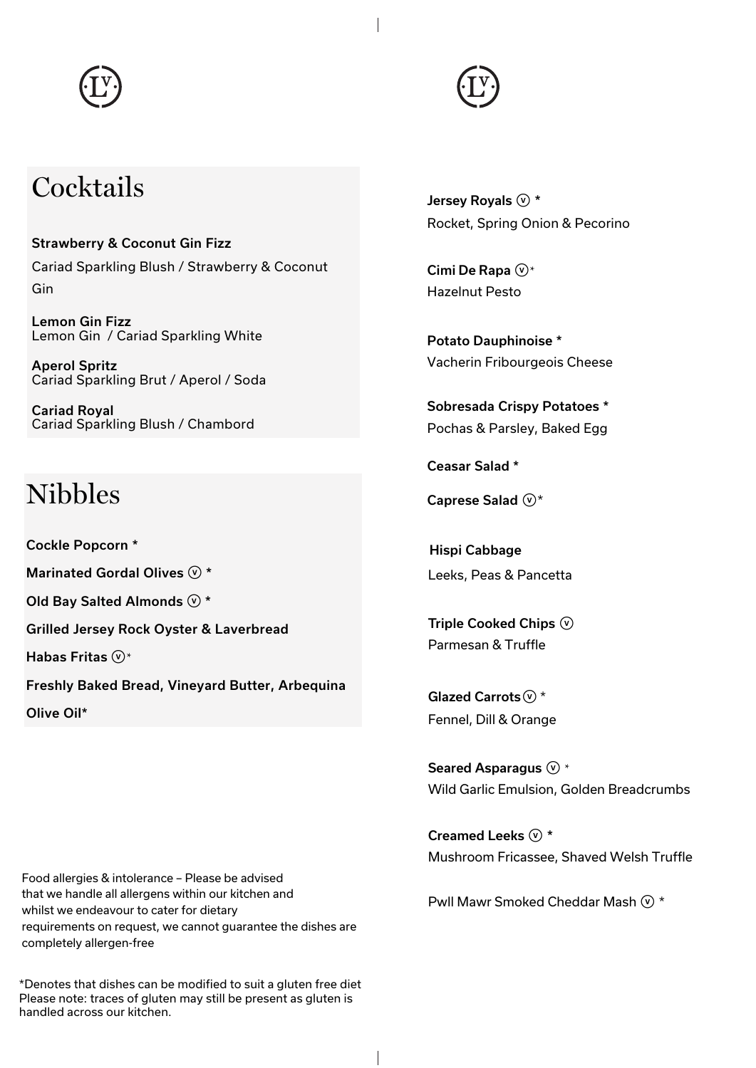## Cocktails

**Strawberry & Coconut Gin Fizz**
Cariad Sparkling Blush / Strawberry & Coconut Gin

**Lemon Gin Fizz**
Lemon Gin / Cariad Sparkling White

**Aperol Spritz**
Cariad Sparkling Brut / Aperol / Soda

**Cariad Royal**
Cariad Sparkling Blush / Chambord

## Nibbles

**Cockle Popcorn ***

**Marinated Gordal Olives ⓥ ***

**Old Bay Salted Almonds ⓥ ***

**Grilled Jersey Rock Oyster & Laverbread**

**Habas Fritas ⓥ***

**Freshly Baked Bread, Vineyard Butter, Arbequina Olive Oil***

Food allergies & intolerance – Please be advised that we handle all allergens within our kitchen and whilst we endeavour to cater for dietary requirements on request, we cannot guarantee the dishes are completely allergen-free

*Denotes that dishes can be modified to suit a gluten free diet
Please note: traces of gluten may still be present as gluten is handled across our kitchen.

**Jersey Royals ⓥ ***
Rocket, Spring Onion & Pecorino

**Cimi De Rapa ⓥ***
Hazelnut Pesto

**Potato Dauphinoise ***
Vacherin Fribourgeois Cheese

**Sobresada Crispy Potatoes ***
Pochas & Parsley, Baked Egg

**Ceasar Salad ***

**Caprese Salad ⓥ***

**Hispi Cabbage**
Leeks, Peas & Pancetta

**Triple Cooked Chips ⓥ**
Parmesan & Truffle

**Glazed Carrots ⓥ ***
Fennel, Dill & Orange

**Seared Asparagus ⓥ ***
Wild Garlic Emulsion, Golden Breadcrumbs

**Creamed Leeks ⓥ ***
Mushroom Fricassee, Shaved Welsh Truffle

Pwll Mawr Smoked Cheddar Mash ⓥ *